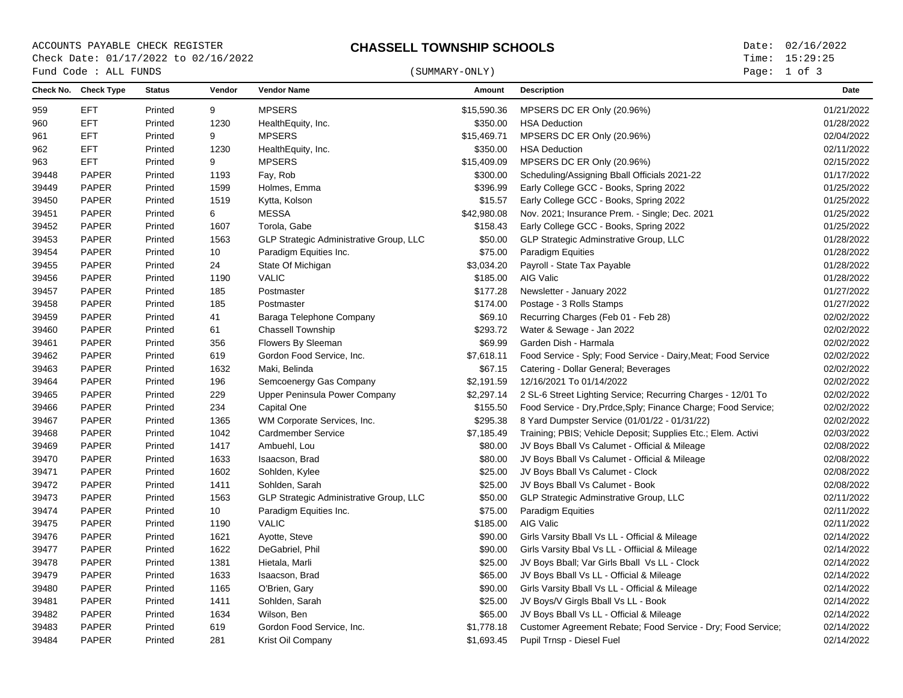ACCOUNTS PAYABLE CHECK REGISTER
Check Date: 01/17/2022 to 02/16/2022
Fund Code : ALL FUNDS

# CHASSELL TOWNSHIP SCHOOLS

(SUMMARY-ONLY)

Date: 02/16/2022
Time: 15:29:25

| Check No. | Check Type | Status | Vendor | Vendor Name | Amount | Description | Date |
|---|---|---|---|---|---|---|---|
| 959 | EFT | Printed | 9 | MPSERS | $15,590.36 | MPSERS DC ER Only (20.96%) | 01/21/2022 |
| 960 | EFT | Printed | 1230 | HealthEquity, Inc. | $350.00 | HSA Deduction | 01/28/2022 |
| 961 | EFT | Printed | 9 | MPSERS | $15,469.71 | MPSERS DC ER Only (20.96%) | 02/04/2022 |
| 962 | EFT | Printed | 1230 | HealthEquity, Inc. | $350.00 | HSA Deduction | 02/11/2022 |
| 963 | EFT | Printed | 9 | MPSERS | $15,409.09 | MPSERS DC ER Only (20.96%) | 02/15/2022 |
| 39448 | PAPER | Printed | 1193 | Fay, Rob | $300.00 | Scheduling/Assigning Bball Officials 2021-22 | 01/17/2022 |
| 39449 | PAPER | Printed | 1599 | Holmes, Emma | $396.99 | Early College GCC - Books, Spring 2022 | 01/25/2022 |
| 39450 | PAPER | Printed | 1519 | Kytta, Kolson | $15.57 | Early College GCC - Books, Spring 2022 | 01/25/2022 |
| 39451 | PAPER | Printed | 6 | MESSA | $42,980.08 | Nov. 2021; Insurance Prem. - Single; Dec. 2021 | 01/25/2022 |
| 39452 | PAPER | Printed | 1607 | Torola, Gabe | $158.43 | Early College GCC - Books, Spring 2022 | 01/25/2022 |
| 39453 | PAPER | Printed | 1563 | GLP Strategic Administrative Group, LLC | $50.00 | GLP Strategic Adminstrative Group, LLC | 01/28/2022 |
| 39454 | PAPER | Printed | 10 | Paradigm Equities Inc. | $75.00 | Paradigm Equities | 01/28/2022 |
| 39455 | PAPER | Printed | 24 | State Of Michigan | $3,034.20 | Payroll - State Tax Payable | 01/28/2022 |
| 39456 | PAPER | Printed | 1190 | VALIC | $185.00 | AIG Valic | 01/28/2022 |
| 39457 | PAPER | Printed | 185 | Postmaster | $177.28 | Newsletter - January 2022 | 01/27/2022 |
| 39458 | PAPER | Printed | 185 | Postmaster | $174.00 | Postage - 3 Rolls Stamps | 01/27/2022 |
| 39459 | PAPER | Printed | 41 | Baraga Telephone Company | $69.10 | Recurring Charges (Feb 01 - Feb 28) | 02/02/2022 |
| 39460 | PAPER | Printed | 61 | Chassell Township | $293.72 | Water & Sewage - Jan 2022 | 02/02/2022 |
| 39461 | PAPER | Printed | 356 | Flowers By Sleeman | $69.99 | Garden Dish - Harmala | 02/02/2022 |
| 39462 | PAPER | Printed | 619 | Gordon Food Service, Inc. | $7,618.11 | Food Service - Sply; Food Service - Dairy,Meat; Food Service | 02/02/2022 |
| 39463 | PAPER | Printed | 1632 | Maki, Belinda | $67.15 | Catering - Dollar General; Beverages | 02/02/2022 |
| 39464 | PAPER | Printed | 196 | Semcoenergy Gas Company | $2,191.59 | 12/16/2021 To 01/14/2022 | 02/02/2022 |
| 39465 | PAPER | Printed | 229 | Upper Peninsula Power Company | $2,297.14 | 2 SL-6 Street Lighting Service; Recurring Charges - 12/01 To | 02/02/2022 |
| 39466 | PAPER | Printed | 234 | Capital One | $155.50 | Food Service - Dry,Prdce,Sply; Finance Charge; Food Service; | 02/02/2022 |
| 39467 | PAPER | Printed | 1365 | WM Corporate Services, Inc. | $295.38 | 8 Yard Dumpster Service (01/01/22 - 01/31/22) | 02/02/2022 |
| 39468 | PAPER | Printed | 1042 | Cardmember Service | $7,185.49 | Training; PBIS; Vehicle Deposit; Supplies Etc.; Elem. Activi | 02/03/2022 |
| 39469 | PAPER | Printed | 1417 | Ambuehl, Lou | $80.00 | JV Boys Bball Vs Calumet - Official & Mileage | 02/08/2022 |
| 39470 | PAPER | Printed | 1633 | Isaacson, Brad | $80.00 | JV Boys Bball Vs Calumet - Official & Mileage | 02/08/2022 |
| 39471 | PAPER | Printed | 1602 | Sohlden, Kylee | $25.00 | JV Boys Bball Vs Calumet - Clock | 02/08/2022 |
| 39472 | PAPER | Printed | 1411 | Sohlden, Sarah | $25.00 | JV Boys Bball Vs Calumet - Book | 02/08/2022 |
| 39473 | PAPER | Printed | 1563 | GLP Strategic Administrative Group, LLC | $50.00 | GLP Strategic Adminstrative Group, LLC | 02/11/2022 |
| 39474 | PAPER | Printed | 10 | Paradigm Equities Inc. | $75.00 | Paradigm Equities | 02/11/2022 |
| 39475 | PAPER | Printed | 1190 | VALIC | $185.00 | AIG Valic | 02/11/2022 |
| 39476 | PAPER | Printed | 1621 | Ayotte, Steve | $90.00 | Girls Varsity Bball Vs LL - Official & Mileage | 02/14/2022 |
| 39477 | PAPER | Printed | 1622 | DeGabriel, Phil | $90.00 | Girls Varsity Bbal Vs LL - Offiicial & Mileage | 02/14/2022 |
| 39478 | PAPER | Printed | 1381 | Hietala, Marli | $25.00 | JV Boys Bball; Var Girls Bball Vs LL - Clock | 02/14/2022 |
| 39479 | PAPER | Printed | 1633 | Isaacson, Brad | $65.00 | JV Boys Bball Vs LL - Official & Mileage | 02/14/2022 |
| 39480 | PAPER | Printed | 1165 | O'Brien, Gary | $90.00 | Girls Varsity Bball Vs LL - Official & Mileage | 02/14/2022 |
| 39481 | PAPER | Printed | 1411 | Sohlden, Sarah | $25.00 | JV Boys/V Girgls Bball Vs LL - Book | 02/14/2022 |
| 39482 | PAPER | Printed | 1634 | Wilson, Ben | $65.00 | JV Boys Bball Vs LL - Official & Mileage | 02/14/2022 |
| 39483 | PAPER | Printed | 619 | Gordon Food Service, Inc. | $1,778.18 | Customer Agreement Rebate; Food Service - Dry; Food Service; | 02/14/2022 |
| 39484 | PAPER | Printed | 281 | Krist Oil Company | $1,693.45 | Pupil Trnsp - Diesel Fuel | 02/14/2022 |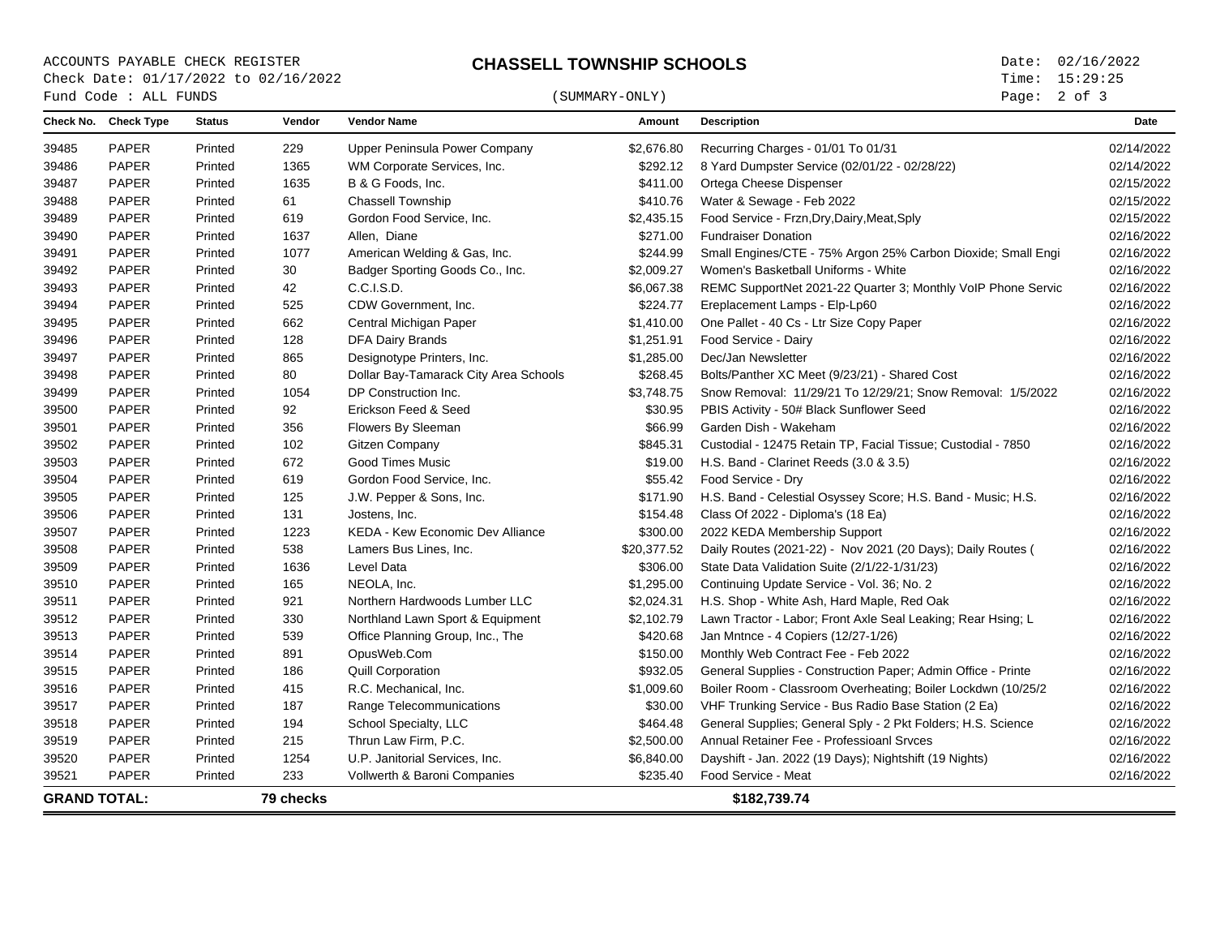ACCOUNTS PAYABLE CHECK REGISTER
Check Date: 01/17/2022 to 02/16/2022
Fund Code : ALL FUNDS

# CHASSELL TOWNSHIP SCHOOLS

(SUMMARY-ONLY)

Date: 02/16/2022
Time: 15:29:25

| Check No. | Check Type | Status | Vendor | Vendor Name | Amount | Description | Date |
|---|---|---|---|---|---|---|---|
| 39485 | PAPER | Printed | 229 | Upper Peninsula Power Company | $2,676.80 | Recurring Charges - 01/01 To 01/31 | 02/14/2022 |
| 39486 | PAPER | Printed | 1365 | WM Corporate Services, Inc. | $292.12 | 8 Yard Dumpster Service (02/01/22 - 02/28/22) | 02/14/2022 |
| 39487 | PAPER | Printed | 1635 | B & G Foods, Inc. | $411.00 | Ortega Cheese Dispenser | 02/15/2022 |
| 39488 | PAPER | Printed | 61 | Chassell Township | $410.76 | Water & Sewage - Feb 2022 | 02/15/2022 |
| 39489 | PAPER | Printed | 619 | Gordon Food Service, Inc. | $2,435.15 | Food Service - Frzn,Dry,Dairy,Meat,Sply | 02/15/2022 |
| 39490 | PAPER | Printed | 1637 | Allen, Diane | $271.00 | Fundraiser Donation | 02/16/2022 |
| 39491 | PAPER | Printed | 1077 | American Welding & Gas, Inc. | $244.99 | Small Engines/CTE - 75% Argon 25% Carbon Dioxide; Small Engi | 02/16/2022 |
| 39492 | PAPER | Printed | 30 | Badger Sporting Goods Co., Inc. | $2,009.27 | Women's Basketball Uniforms - White | 02/16/2022 |
| 39493 | PAPER | Printed | 42 | C.C.I.S.D. | $6,067.38 | REMC SupportNet 2021-22 Quarter 3; Monthly VoIP Phone Servic | 02/16/2022 |
| 39494 | PAPER | Printed | 525 | CDW Government, Inc. | $224.77 | Ereplacement Lamps - Elp-Lp60 | 02/16/2022 |
| 39495 | PAPER | Printed | 662 | Central Michigan Paper | $1,410.00 | One Pallet - 40 Cs - Ltr Size Copy Paper | 02/16/2022 |
| 39496 | PAPER | Printed | 128 | DFA Dairy Brands | $1,251.91 | Food Service - Dairy | 02/16/2022 |
| 39497 | PAPER | Printed | 865 | Designotype Printers, Inc. | $1,285.00 | Dec/Jan Newsletter | 02/16/2022 |
| 39498 | PAPER | Printed | 80 | Dollar Bay-Tamarack City Area Schools | $268.45 | Bolts/Panther XC Meet (9/23/21) - Shared Cost | 02/16/2022 |
| 39499 | PAPER | Printed | 1054 | DP Construction Inc. | $3,748.75 | Snow Removal: 11/29/21 To 12/29/21; Snow Removal: 1/5/2022 | 02/16/2022 |
| 39500 | PAPER | Printed | 92 | Erickson Feed & Seed | $30.95 | PBIS Activity - 50# Black Sunflower Seed | 02/16/2022 |
| 39501 | PAPER | Printed | 356 | Flowers By Sleeman | $66.99 | Garden Dish - Wakeham | 02/16/2022 |
| 39502 | PAPER | Printed | 102 | Gitzen Company | $845.31 | Custodial - 12475 Retain TP, Facial Tissue; Custodial - 7850 | 02/16/2022 |
| 39503 | PAPER | Printed | 672 | Good Times Music | $19.00 | H.S. Band - Clarinet Reeds (3.0 & 3.5) | 02/16/2022 |
| 39504 | PAPER | Printed | 619 | Gordon Food Service, Inc. | $55.42 | Food Service - Dry | 02/16/2022 |
| 39505 | PAPER | Printed | 125 | J.W. Pepper & Sons, Inc. | $171.90 | H.S. Band - Celestial Osyssey Score; H.S. Band - Music; H.S. | 02/16/2022 |
| 39506 | PAPER | Printed | 131 | Jostens, Inc. | $154.48 | Class Of 2022 - Diploma's (18 Ea) | 02/16/2022 |
| 39507 | PAPER | Printed | 1223 | KEDA - Kew Economic Dev Alliance | $300.00 | 2022 KEDA Membership Support | 02/16/2022 |
| 39508 | PAPER | Printed | 538 | Lamers Bus Lines, Inc. | $20,377.52 | Daily Routes (2021-22) - Nov 2021 (20 Days); Daily Routes ( | 02/16/2022 |
| 39509 | PAPER | Printed | 1636 | Level Data | $306.00 | State Data Validation Suite (2/1/22-1/31/23) | 02/16/2022 |
| 39510 | PAPER | Printed | 165 | NEOLA, Inc. | $1,295.00 | Continuing Update Service - Vol. 36; No. 2 | 02/16/2022 |
| 39511 | PAPER | Printed | 921 | Northern Hardwoods Lumber LLC | $2,024.31 | H.S. Shop - White Ash, Hard Maple, Red Oak | 02/16/2022 |
| 39512 | PAPER | Printed | 330 | Northland Lawn Sport & Equipment | $2,102.79 | Lawn Tractor - Labor; Front Axle Seal Leaking; Rear Hsing; L | 02/16/2022 |
| 39513 | PAPER | Printed | 539 | Office Planning Group, Inc., The | $420.68 | Jan Mntnce - 4 Copiers (12/27-1/26) | 02/16/2022 |
| 39514 | PAPER | Printed | 891 | OpusWeb.Com | $150.00 | Monthly Web Contract Fee - Feb 2022 | 02/16/2022 |
| 39515 | PAPER | Printed | 186 | Quill Corporation | $932.05 | General Supplies - Construction Paper; Admin Office - Printe | 02/16/2022 |
| 39516 | PAPER | Printed | 415 | R.C. Mechanical, Inc. | $1,009.60 | Boiler Room - Classroom Overheating; Boiler Lockdwn (10/25/2 | 02/16/2022 |
| 39517 | PAPER | Printed | 187 | Range Telecommunications | $30.00 | VHF Trunking Service - Bus Radio Base Station (2 Ea) | 02/16/2022 |
| 39518 | PAPER | Printed | 194 | School Specialty, LLC | $464.48 | General Supplies; General Sply - 2 Pkt Folders; H.S. Science | 02/16/2022 |
| 39519 | PAPER | Printed | 215 | Thrun Law Firm, P.C. | $2,500.00 | Annual Retainer Fee - Professioanl Srvces | 02/16/2022 |
| 39520 | PAPER | Printed | 1254 | U.P. Janitorial Services, Inc. | $6,840.00 | Dayshift - Jan. 2022 (19 Days); Nightshift (19 Nights) | 02/16/2022 |
| 39521 | PAPER | Printed | 233 | Vollwerth & Baroni Companies | $235.40 | Food Service - Meat | 02/16/2022 |
| **GRAND TOTAL:** | | | **79 checks** | | | **$182,739.74** | |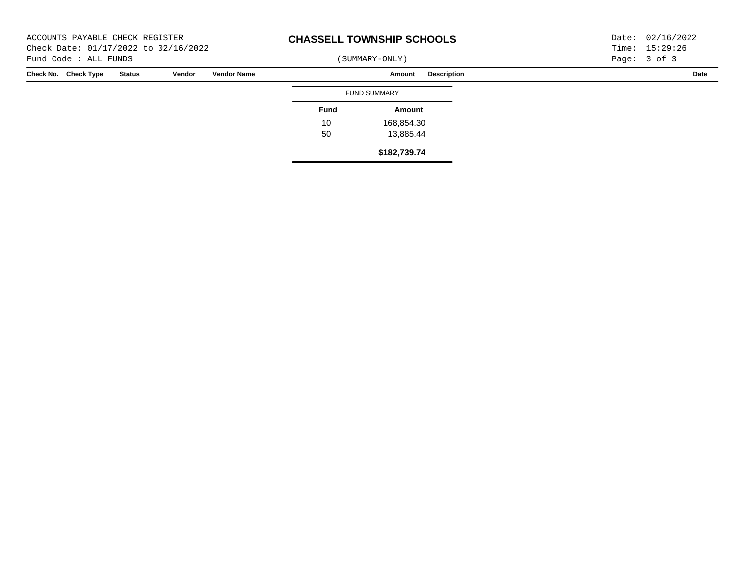ACCOUNTS PAYABLE CHECK REGISTER
Check Date: 01/17/2022 to 02/16/2022
Fund Code : ALL FUNDS

# CHASSELL TOWNSHIP SCHOOLS

(SUMMARY-ONLY)

Date: 02/16/2022
Time: 15:29:26

| Check No. | Check Type | Status | Vendor | Vendor Name | Amount | Description | Date |
| --- | --- | --- | --- | --- | --- | --- | --- |

FUND SUMMARY

| Fund | Amount |
| --- | --- |
| 10 | 168,854.30 |
| 50 | 13,885.44 |
| | **$182,739.74** |